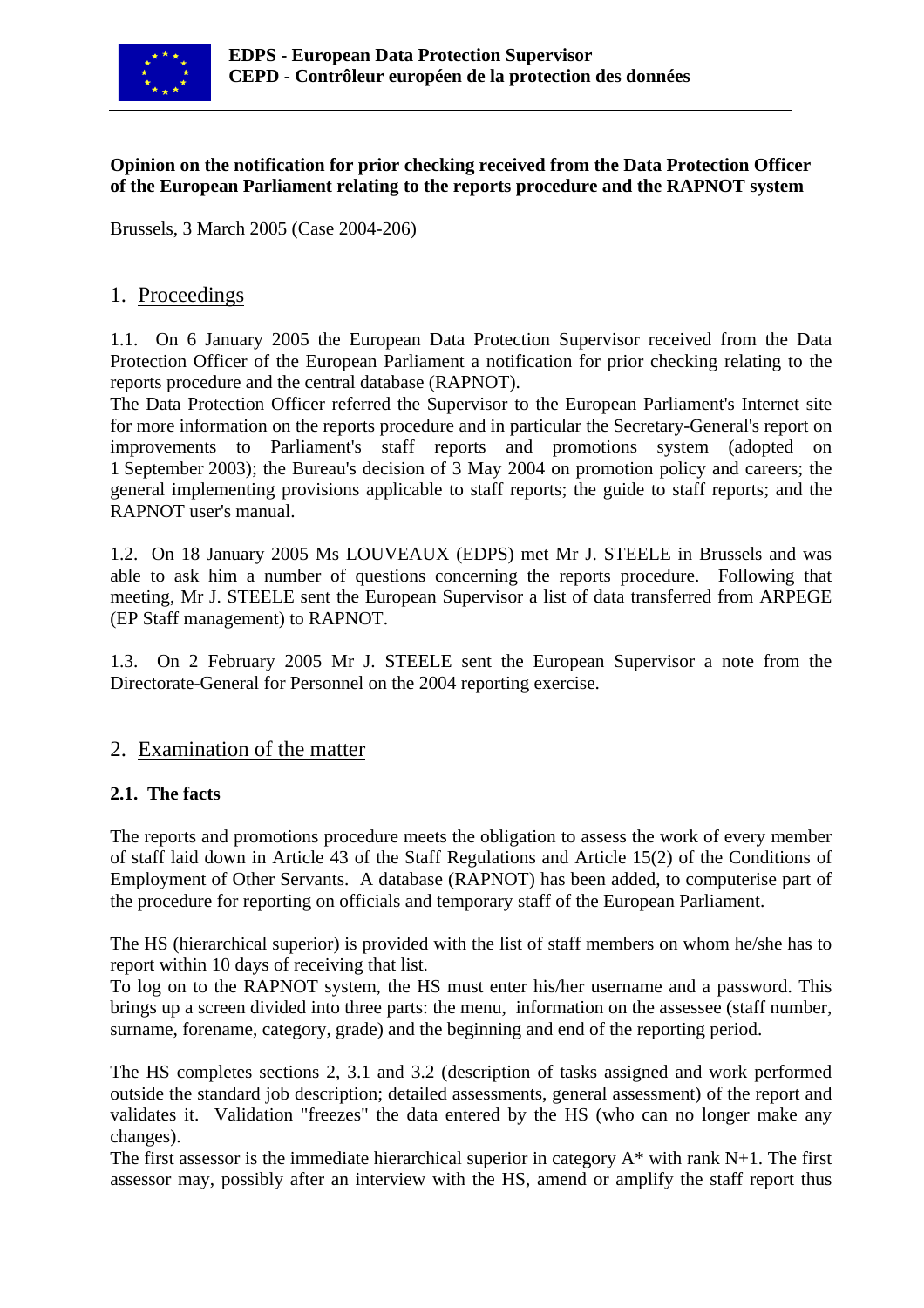**EDPS - European Data Protection Supervisor**
**CEPD - Contrôleur européen de la protection des données**

**Opinion on the notification for prior checking received from the Data Protection Officer of the European Parliament relating to the reports procedure and the RAPNOT system**

Brussels, 3 March 2005 (Case 2004-206)

## 1. Proceedings

1.1. On 6 January 2005 the European Data Protection Supervisor received from the Data Protection Officer of the European Parliament a notification for prior checking relating to the reports procedure and the central database (RAPNOT).
The Data Protection Officer referred the Supervisor to the European Parliament's Internet site for more information on the reports procedure and in particular the Secretary-General's report on improvements to Parliament's staff reports and promotions system (adopted on 1 September 2003); the Bureau's decision of 3 May 2004 on promotion policy and careers; the general implementing provisions applicable to staff reports; the guide to staff reports; and the RAPNOT user's manual.

1.2. On 18 January 2005 Ms LOUVEAUX (EDPS) met Mr J. STEELE in Brussels and was able to ask him a number of questions concerning the reports procedure. Following that meeting, Mr J. STEELE sent the European Supervisor a list of data transferred from ARPEGE (EP Staff management) to RAPNOT.

1.3. On 2 February 2005 Mr J. STEELE sent the European Supervisor a note from the Directorate-General for Personnel on the 2004 reporting exercise.

## 2. Examination of the matter

### 2.1. The facts

The reports and promotions procedure meets the obligation to assess the work of every member of staff laid down in Article 43 of the Staff Regulations and Article 15(2) of the Conditions of Employment of Other Servants. A database (RAPNOT) has been added, to computerise part of the procedure for reporting on officials and temporary staff of the European Parliament.

The HS (hierarchical superior) is provided with the list of staff members on whom he/she has to report within 10 days of receiving that list.
To log on to the RAPNOT system, the HS must enter his/her username and a password. This brings up a screen divided into three parts: the menu, information on the assessee (staff number, surname, forename, category, grade) and the beginning and end of the reporting period.

The HS completes sections 2, 3.1 and 3.2 (description of tasks assigned and work performed outside the standard job description; detailed assessments, general assessment) of the report and validates it. Validation "freezes" the data entered by the HS (who can no longer make any changes).
The first assessor is the immediate hierarchical superior in category A* with rank N+1. The first assessor may, possibly after an interview with the HS, amend or amplify the staff report thus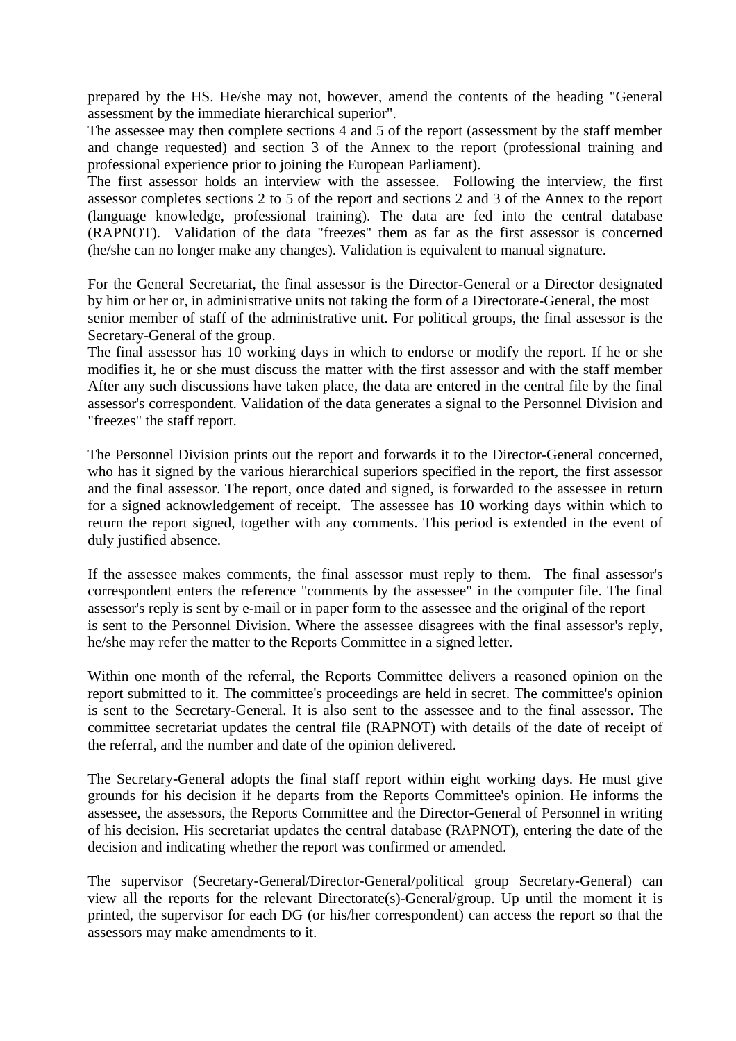prepared by the HS. He/she may not, however, amend the contents of the heading "General assessment by the immediate hierarchical superior".

The assessee may then complete sections 4 and 5 of the report (assessment by the staff member and change requested) and section 3 of the Annex to the report (professional training and professional experience prior to joining the European Parliament).

The first assessor holds an interview with the assessee. Following the interview, the first assessor completes sections 2 to 5 of the report and sections 2 and 3 of the Annex to the report (language knowledge, professional training). The data are fed into the central database (RAPNOT). Validation of the data "freezes" them as far as the first assessor is concerned (he/she can no longer make any changes). Validation is equivalent to manual signature.

For the General Secretariat, the final assessor is the Director-General or a Director designated by him or her or, in administrative units not taking the form of a Directorate-General, the most senior member of staff of the administrative unit. For political groups, the final assessor is the Secretary-General of the group.

The final assessor has 10 working days in which to endorse or modify the report. If he or she modifies it, he or she must discuss the matter with the first assessor and with the staff member After any such discussions have taken place, the data are entered in the central file by the final assessor's correspondent. Validation of the data generates a signal to the Personnel Division and "freezes" the staff report.

The Personnel Division prints out the report and forwards it to the Director-General concerned, who has it signed by the various hierarchical superiors specified in the report, the first assessor and the final assessor. The report, once dated and signed, is forwarded to the assessee in return for a signed acknowledgement of receipt. The assessee has 10 working days within which to return the report signed, together with any comments. This period is extended in the event of duly justified absence.

If the assessee makes comments, the final assessor must reply to them. The final assessor's correspondent enters the reference "comments by the assessee" in the computer file. The final assessor's reply is sent by e-mail or in paper form to the assessee and the original of the report is sent to the Personnel Division. Where the assessee disagrees with the final assessor's reply, he/she may refer the matter to the Reports Committee in a signed letter.

Within one month of the referral, the Reports Committee delivers a reasoned opinion on the report submitted to it. The committee's proceedings are held in secret. The committee's opinion is sent to the Secretary-General. It is also sent to the assessee and to the final assessor. The committee secretariat updates the central file (RAPNOT) with details of the date of receipt of the referral, and the number and date of the opinion delivered.

The Secretary-General adopts the final staff report within eight working days. He must give grounds for his decision if he departs from the Reports Committee's opinion. He informs the assessee, the assessors, the Reports Committee and the Director-General of Personnel in writing of his decision. His secretariat updates the central database (RAPNOT), entering the date of the decision and indicating whether the report was confirmed or amended.

The supervisor (Secretary-General/Director-General/political group Secretary-General) can view all the reports for the relevant Directorate(s)-General/group. Up until the moment it is printed, the supervisor for each DG (or his/her correspondent) can access the report so that the assessors may make amendments to it.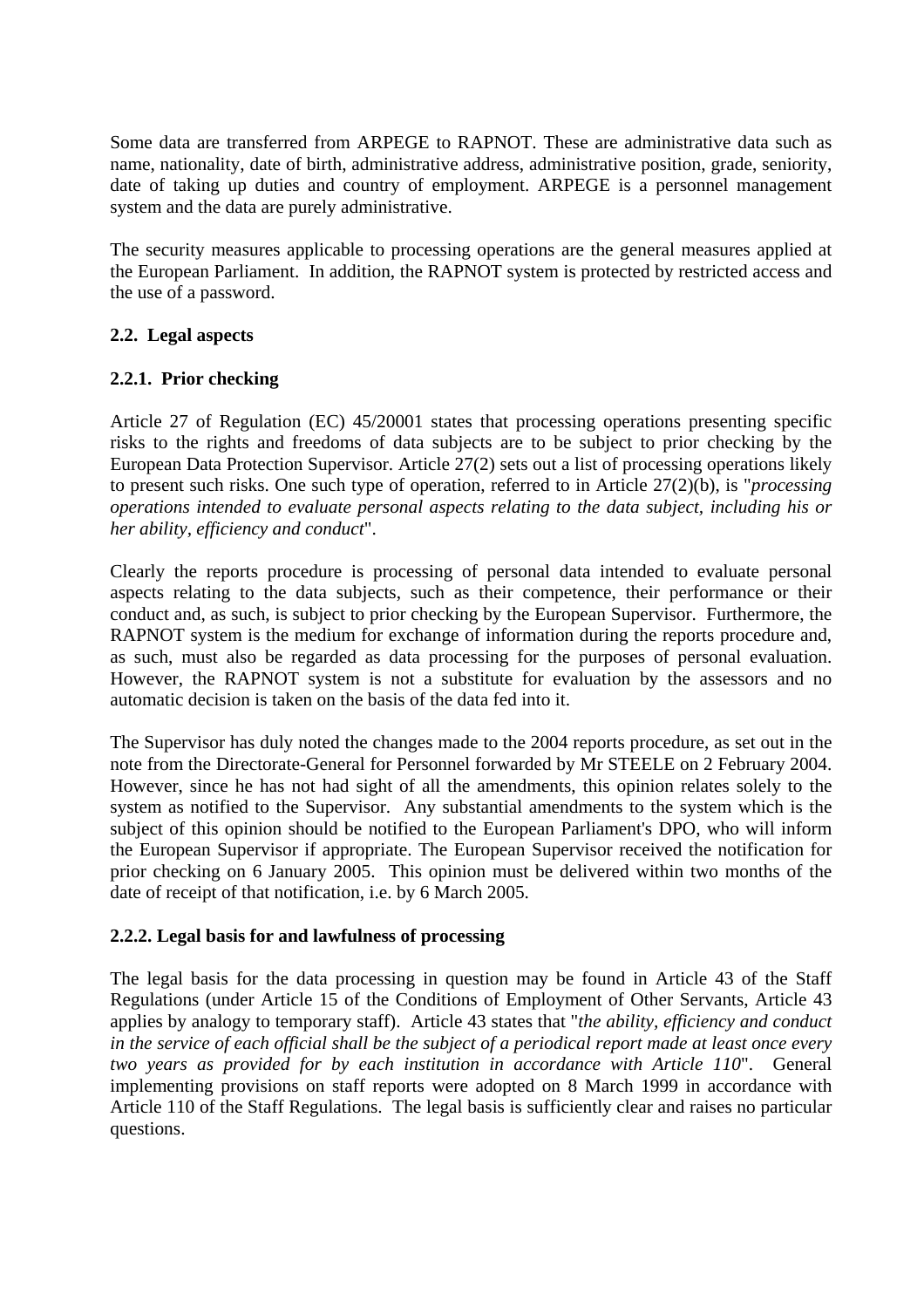Some data are transferred from ARPEGE to RAPNOT. These are administrative data such as name, nationality, date of birth, administrative address, administrative position, grade, seniority, date of taking up duties and country of employment. ARPEGE is a personnel management system and the data are purely administrative.

The security measures applicable to processing operations are the general measures applied at the European Parliament. In addition, the RAPNOT system is protected by restricted access and the use of a password.

### 2.2. Legal aspects

#### 2.2.1. Prior checking

Article 27 of Regulation (EC) 45/20001 states that processing operations presenting specific risks to the rights and freedoms of data subjects are to be subject to prior checking by the European Data Protection Supervisor. Article 27(2) sets out a list of processing operations likely to present such risks. One such type of operation, referred to in Article 27(2)(b), is "*processing operations intended to evaluate personal aspects relating to the data subject, including his or her ability, efficiency and conduct*".

Clearly the reports procedure is processing of personal data intended to evaluate personal aspects relating to the data subjects, such as their competence, their performance or their conduct and, as such, is subject to prior checking by the European Supervisor. Furthermore, the RAPNOT system is the medium for exchange of information during the reports procedure and, as such, must also be regarded as data processing for the purposes of personal evaluation. However, the RAPNOT system is not a substitute for evaluation by the assessors and no automatic decision is taken on the basis of the data fed into it.

The Supervisor has duly noted the changes made to the 2004 reports procedure, as set out in the note from the Directorate-General for Personnel forwarded by Mr STEELE on 2 February 2004. However, since he has not had sight of all the amendments, this opinion relates solely to the system as notified to the Supervisor. Any substantial amendments to the system which is the subject of this opinion should be notified to the European Parliament's DPO, who will inform the European Supervisor if appropriate. The European Supervisor received the notification for prior checking on 6 January 2005. This opinion must be delivered within two months of the date of receipt of that notification, i.e. by 6 March 2005.

#### 2.2.2. Legal basis for and lawfulness of processing

The legal basis for the data processing in question may be found in Article 43 of the Staff Regulations (under Article 15 of the Conditions of Employment of Other Servants, Article 43 applies by analogy to temporary staff). Article 43 states that "*the ability, efficiency and conduct in the service of each official shall be the subject of a periodical report made at least once every two years as provided for by each institution in accordance with Article 110*". General implementing provisions on staff reports were adopted on 8 March 1999 in accordance with Article 110 of the Staff Regulations. The legal basis is sufficiently clear and raises no particular questions.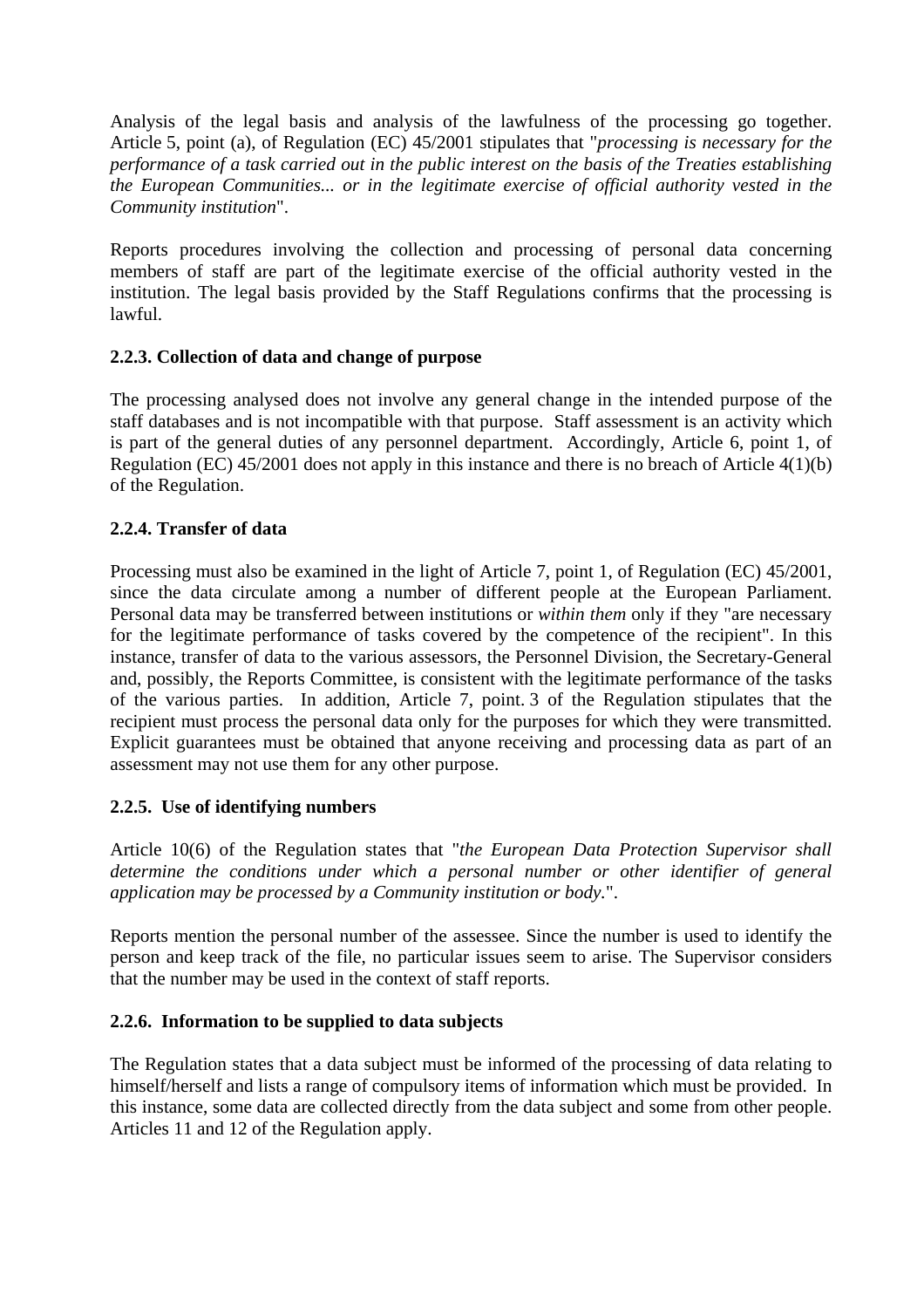Analysis of the legal basis and analysis of the lawfulness of the processing go together. Article 5, point (a), of Regulation (EC) 45/2001 stipulates that "*processing is necessary for the performance of a task carried out in the public interest on the basis of the Treaties establishing the European Communities... or in the legitimate exercise of official authority vested in the Community institution*".

Reports procedures involving the collection and processing of personal data concerning members of staff are part of the legitimate exercise of the official authority vested in the institution. The legal basis provided by the Staff Regulations confirms that the processing is lawful.

**2.2.3. Collection of data and change of purpose**

The processing analysed does not involve any general change in the intended purpose of the staff databases and is not incompatible with that purpose. Staff assessment is an activity which is part of the general duties of any personnel department. Accordingly, Article 6, point 1, of Regulation (EC) 45/2001 does not apply in this instance and there is no breach of Article 4(1)(b) of the Regulation.

**2.2.4. Transfer of data**

Processing must also be examined in the light of Article 7, point 1, of Regulation (EC) 45/2001, since the data circulate among a number of different people at the European Parliament. Personal data may be transferred between institutions or *within them* only if they "are necessary for the legitimate performance of tasks covered by the competence of the recipient". In this instance, transfer of data to the various assessors, the Personnel Division, the Secretary-General and, possibly, the Reports Committee, is consistent with the legitimate performance of the tasks of the various parties. In addition, Article 7, point. 3 of the Regulation stipulates that the recipient must process the personal data only for the purposes for which they were transmitted. Explicit guarantees must be obtained that anyone receiving and processing data as part of an assessment may not use them for any other purpose.

**2.2.5. Use of identifying numbers**

Article 10(6) of the Regulation states that "*the European Data Protection Supervisor shall determine the conditions under which a personal number or other identifier of general application may be processed by a Community institution or body.*".

Reports mention the personal number of the assessee. Since the number is used to identify the person and keep track of the file, no particular issues seem to arise. The Supervisor considers that the number may be used in the context of staff reports.

**2.2.6. Information to be supplied to data subjects**

The Regulation states that a data subject must be informed of the processing of data relating to himself/herself and lists a range of compulsory items of information which must be provided. In this instance, some data are collected directly from the data subject and some from other people. Articles 11 and 12 of the Regulation apply.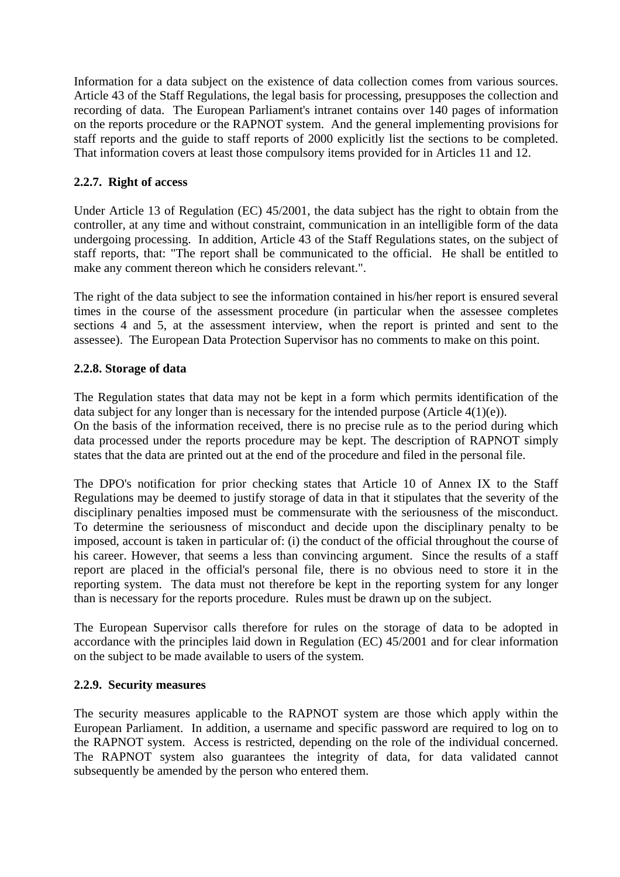Information for a data subject on the existence of data collection comes from various sources. Article 43 of the Staff Regulations, the legal basis for processing, presupposes the collection and recording of data. The European Parliament's intranet contains over 140 pages of information on the reports procedure or the RAPNOT system. And the general implementing provisions for staff reports and the guide to staff reports of 2000 explicitly list the sections to be completed. That information covers at least those compulsory items provided for in Articles 11 and 12.

### 2.2.7. Right of access

Under Article 13 of Regulation (EC) 45/2001, the data subject has the right to obtain from the controller, at any time and without constraint, communication in an intelligible form of the data undergoing processing. In addition, Article 43 of the Staff Regulations states, on the subject of staff reports, that: "The report shall be communicated to the official. He shall be entitled to make any comment thereon which he considers relevant.".

The right of the data subject to see the information contained in his/her report is ensured several times in the course of the assessment procedure (in particular when the assessee completes sections 4 and 5, at the assessment interview, when the report is printed and sent to the assessee). The European Data Protection Supervisor has no comments to make on this point.

### 2.2.8. Storage of data

The Regulation states that data may not be kept in a form which permits identification of the data subject for any longer than is necessary for the intended purpose (Article 4(1)(e)).
On the basis of the information received, there is no precise rule as to the period during which data processed under the reports procedure may be kept. The description of RAPNOT simply states that the data are printed out at the end of the procedure and filed in the personal file.

The DPO's notification for prior checking states that Article 10 of Annex IX to the Staff Regulations may be deemed to justify storage of data in that it stipulates that the severity of the disciplinary penalties imposed must be commensurate with the seriousness of the misconduct. To determine the seriousness of misconduct and decide upon the disciplinary penalty to be imposed, account is taken in particular of: (i) the conduct of the official throughout the course of his career. However, that seems a less than convincing argument. Since the results of a staff report are placed in the official's personal file, there is no obvious need to store it in the reporting system. The data must not therefore be kept in the reporting system for any longer than is necessary for the reports procedure. Rules must be drawn up on the subject.

The European Supervisor calls therefore for rules on the storage of data to be adopted in accordance with the principles laid down in Regulation (EC) 45/2001 and for clear information on the subject to be made available to users of the system.

### 2.2.9. Security measures

The security measures applicable to the RAPNOT system are those which apply within the European Parliament. In addition, a username and specific password are required to log on to the RAPNOT system. Access is restricted, depending on the role of the individual concerned. The RAPNOT system also guarantees the integrity of data, for data validated cannot subsequently be amended by the person who entered them.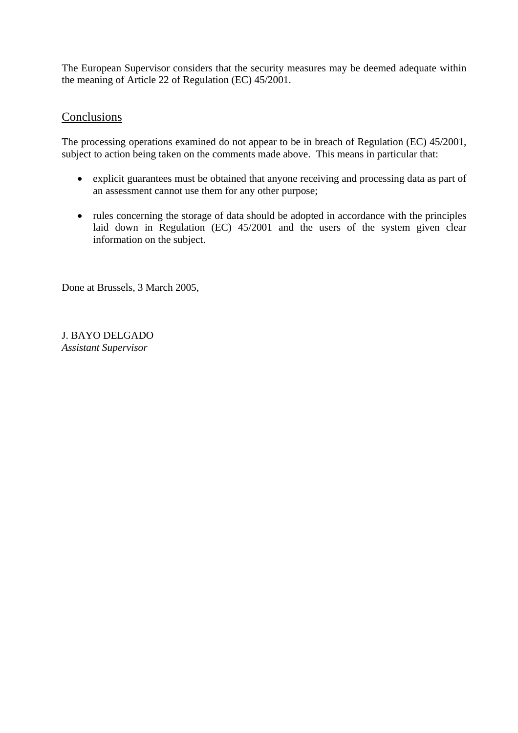The European Supervisor considers that the security measures may be deemed adequate within the meaning of Article 22 of Regulation (EC) 45/2001.

## Conclusions

The processing operations examined do not appear to be in breach of Regulation (EC) 45/2001, subject to action being taken on the comments made above. This means in particular that:

- explicit guarantees must be obtained that anyone receiving and processing data as part of an assessment cannot use them for any other purpose;

- rules concerning the storage of data should be adopted in accordance with the principles laid down in Regulation (EC) 45/2001 and the users of the system given clear information on the subject.

Done at Brussels, 3 March 2005,

J. BAYO DELGADO
*Assistant Supervisor*